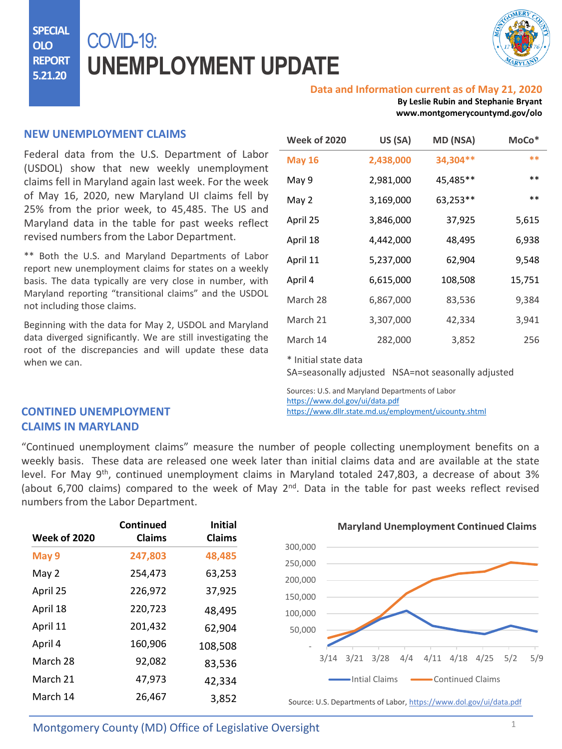SPECIAL OLO REPORT 5.21.20

# COVID-19: UNEMPLOYMENT UPDATE

**Data and Information current as of May 21, 2020**

**By Leslie Rubin and Stephanie Bryant**
**www.montgomerycountymd.gov/olo**

## NEW UNEMPLOYMENT CLAIMS

Federal data from the U.S. Department of Labor (USDOL) show that new weekly unemployment claims fell in Maryland again last week. For the week of May 16, 2020, new Maryland UI claims fell by 25% from the prior week, to 45,485. The US and Maryland data in the table for past weeks reflect revised numbers from the Labor Department.

** Both the U.S. and Maryland Departments of Labor report new unemployment claims for states on a weekly basis. The data typically are very close in number, with Maryland reporting "transitional claims" and the USDOL not including those claims.

Beginning with the data for May 2, USDOL and Maryland data diverged significantly. We are still investigating the root of the discrepancies and will update these data when we can.

| Week of 2020 | US (SA) | MD (NSA) | MoCo* |
|---|---|---|---|
| May 16 | 2,438,000 | 34,304** | ** |
| May 9 | 2,981,000 | 45,485** | ** |
| May 2 | 3,169,000 | 63,253** | ** |
| April 25 | 3,846,000 | 37,925 | 5,615 |
| April 18 | 4,442,000 | 48,495 | 6,938 |
| April 11 | 5,237,000 | 62,904 | 9,548 |
| April 4 | 6,615,000 | 108,508 | 15,751 |
| March 28 | 6,867,000 | 83,536 | 9,384 |
| March 21 | 3,307,000 | 42,334 | 3,941 |
| March 14 | 282,000 | 3,852 | 256 |

\* Initial state data
SA=seasonally adjusted NSA=not seasonally adjusted

Sources: U.S. and Maryland Departments of Labor
https://www.dol.gov/ui/data.pdf
https://www.dllr.state.md.us/employment/uicounty.shtml

## CONTINED UNEMPLOYMENT CLAIMS IN MARYLAND

"Continued unemployment claims" measure the number of people collecting unemployment benefits on a weekly basis. These data are released one week later than initial claims data and are available at the state level. For May 9th, continued unemployment claims in Maryland totaled 247,803, a decrease of about 3% (about 6,700 claims) compared to the week of May 2nd. Data in the table for past weeks reflect revised numbers from the Labor Department.

| Week of 2020 | Continued Claims | Initial Claims |
|---|---|---|
| May 9 | 247,803 | 48,485 |
| May 2 | 254,473 | 63,253 |
| April 25 | 226,972 | 37,925 |
| April 18 | 220,723 | 48,495 |
| April 11 | 201,432 | 62,904 |
| April 4 | 160,906 | 108,508 |
| March 28 | 92,082 | 83,536 |
| March 21 | 47,973 | 42,334 |
| March 14 | 26,467 | 3,852 |

**Maryland Unemployment Continued Claims**

Source: U.S. Departments of Labor, https://www.dol.gov/ui/data.pdf

Montgomery County (MD) Office of Legislative Oversight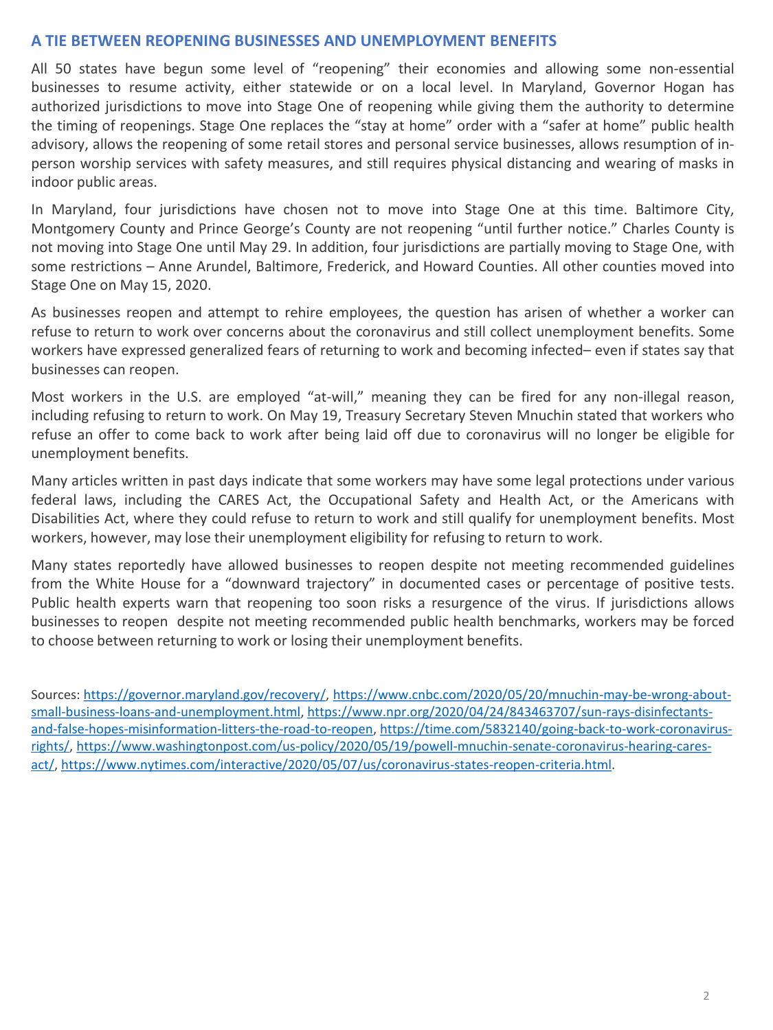## A TIE BETWEEN REOPENING BUSINESSES AND UNEMPLOYMENT BENEFITS

All 50 states have begun some level of "reopening" their economies and allowing some non-essential businesses to resume activity, either statewide or on a local level. In Maryland, Governor Hogan has authorized jurisdictions to move into Stage One of reopening while giving them the authority to determine the timing of reopenings. Stage One replaces the "stay at home" order with a "safer at home" public health advisory, allows the reopening of some retail stores and personal service businesses, allows resumption of in-person worship services with safety measures, and still requires physical distancing and wearing of masks in indoor public areas.

In Maryland, four jurisdictions have chosen not to move into Stage One at this time. Baltimore City, Montgomery County and Prince George's County are not reopening "until further notice." Charles County is not moving into Stage One until May 29. In addition, four jurisdictions are partially moving to Stage One, with some restrictions – Anne Arundel, Baltimore, Frederick, and Howard Counties. All other counties moved into Stage One on May 15, 2020.

As businesses reopen and attempt to rehire employees, the question has arisen of whether a worker can refuse to return to work over concerns about the coronavirus and still collect unemployment benefits. Some workers have expressed generalized fears of returning to work and becoming infected– even if states say that businesses can reopen.

Most workers in the U.S. are employed "at-will," meaning they can be fired for any non-illegal reason, including refusing to return to work. On May 19, Treasury Secretary Steven Mnuchin stated that workers who refuse an offer to come back to work after being laid off due to coronavirus will no longer be eligible for unemployment benefits.

Many articles written in past days indicate that some workers may have some legal protections under various federal laws, including the CARES Act, the Occupational Safety and Health Act, or the Americans with Disabilities Act, where they could refuse to return to work and still qualify for unemployment benefits. Most workers, however, may lose their unemployment eligibility for refusing to return to work.

Many states reportedly have allowed businesses to reopen despite not meeting recommended guidelines from the White House for a "downward trajectory" in documented cases or percentage of positive tests. Public health experts warn that reopening too soon risks a resurgence of the virus. If jurisdictions allows businesses to reopen despite not meeting recommended public health benchmarks, workers may be forced to choose between returning to work or losing their unemployment benefits.

Sources: https://governor.maryland.gov/recovery/, https://www.cnbc.com/2020/05/20/mnuchin-may-be-wrong-about-small-business-loans-and-unemployment.html, https://www.npr.org/2020/04/24/843463707/sun-rays-disinfectants-and-false-hopes-misinformation-litters-the-road-to-reopen, https://time.com/5832140/going-back-to-work-coronavirus-rights/, https://www.washingtonpost.com/us-policy/2020/05/19/powell-mnuchin-senate-coronavirus-hearing-cares-act/, https://www.nytimes.com/interactive/2020/05/07/us/coronavirus-states-reopen-criteria.html.